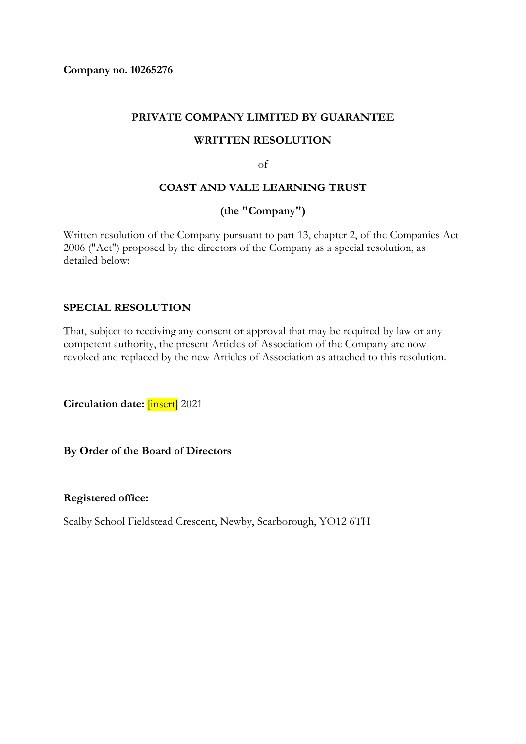**Company no. 10265276**

**PRIVATE COMPANY LIMITED BY GUARANTEE**

**WRITTEN RESOLUTION**

of

**COAST AND VALE LEARNING TRUST**

**(the "Company")**

Written resolution of the Company pursuant to part 13, chapter 2, of the Companies Act 2006 ("Act") proposed by the directors of the Company as a special resolution, as detailed below:

**SPECIAL RESOLUTION**

That, subject to receiving any consent or approval that may be required by law or any competent authority, the present Articles of Association of the Company are now revoked and replaced by the new Articles of Association as attached to this resolution.

**Circulation date:** [insert] 2021

**By Order of the Board of Directors**

**Registered office:**

Scalby School Fieldstead Crescent, Newby, Scarborough, YO12 6TH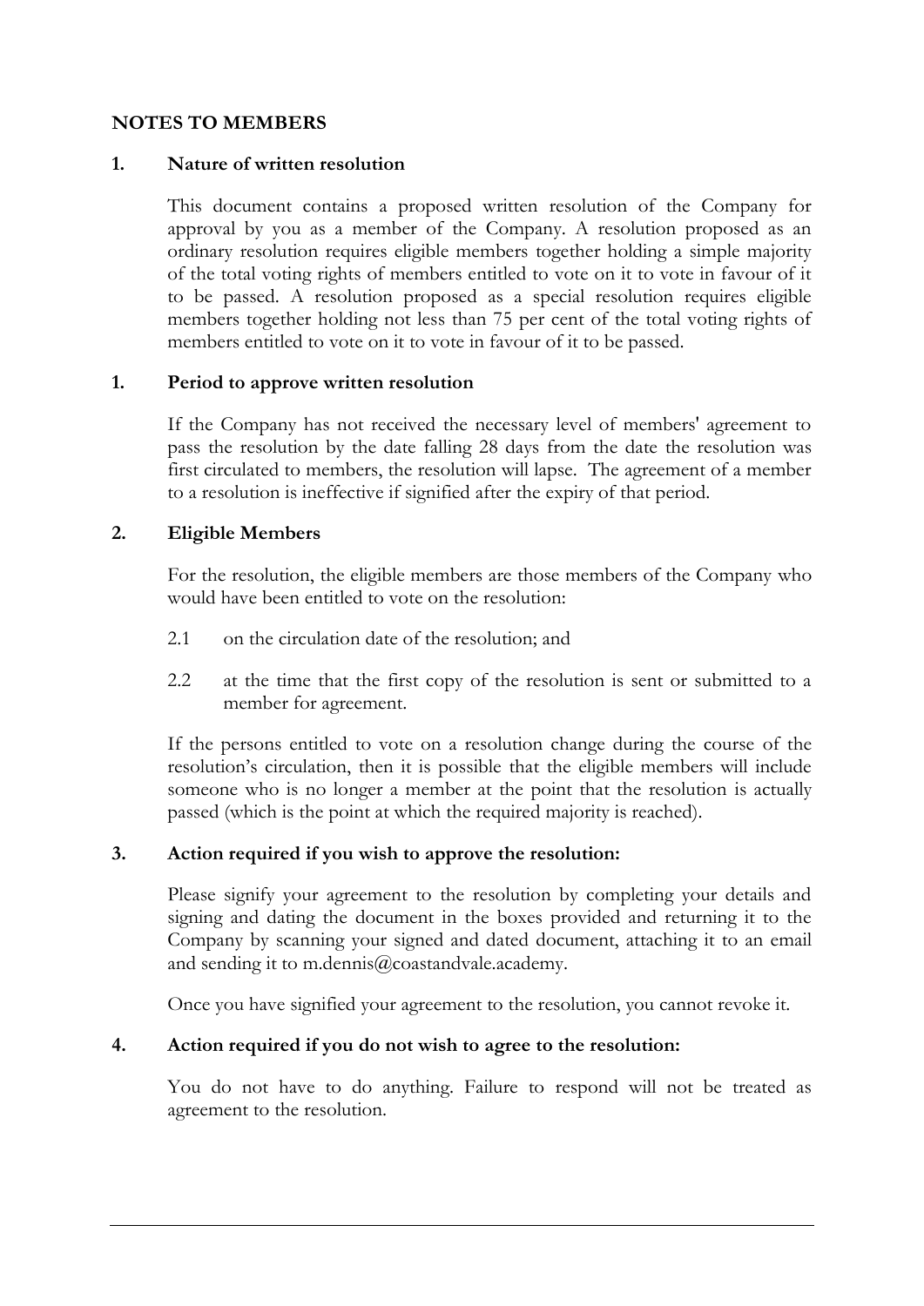## NOTES TO MEMBERS

### 1. Nature of written resolution

This document contains a proposed written resolution of the Company for approval by you as a member of the Company. A resolution proposed as an ordinary resolution requires eligible members together holding a simple majority of the total voting rights of members entitled to vote on it to vote in favour of it to be passed. A resolution proposed as a special resolution requires eligible members together holding not less than 75 per cent of the total voting rights of members entitled to vote on it to vote in favour of it to be passed.

### 1. Period to approve written resolution

If the Company has not received the necessary level of members' agreement to pass the resolution by the date falling 28 days from the date the resolution was first circulated to members, the resolution will lapse. The agreement of a member to a resolution is ineffective if signified after the expiry of that period.

### 2. Eligible Members

For the resolution, the eligible members are those members of the Company who would have been entitled to vote on the resolution:

2.1 on the circulation date of the resolution; and

2.2 at the time that the first copy of the resolution is sent or submitted to a member for agreement.

If the persons entitled to vote on a resolution change during the course of the resolution's circulation, then it is possible that the eligible members will include someone who is no longer a member at the point that the resolution is actually passed (which is the point at which the required majority is reached).

### 3. Action required if you wish to approve the resolution:

Please signify your agreement to the resolution by completing your details and signing and dating the document in the boxes provided and returning it to the Company by scanning your signed and dated document, attaching it to an email and sending it to m.dennis@coastandvale.academy.

Once you have signified your agreement to the resolution, you cannot revoke it.

### 4. Action required if you do not wish to agree to the resolution:

You do not have to do anything. Failure to respond will not be treated as agreement to the resolution.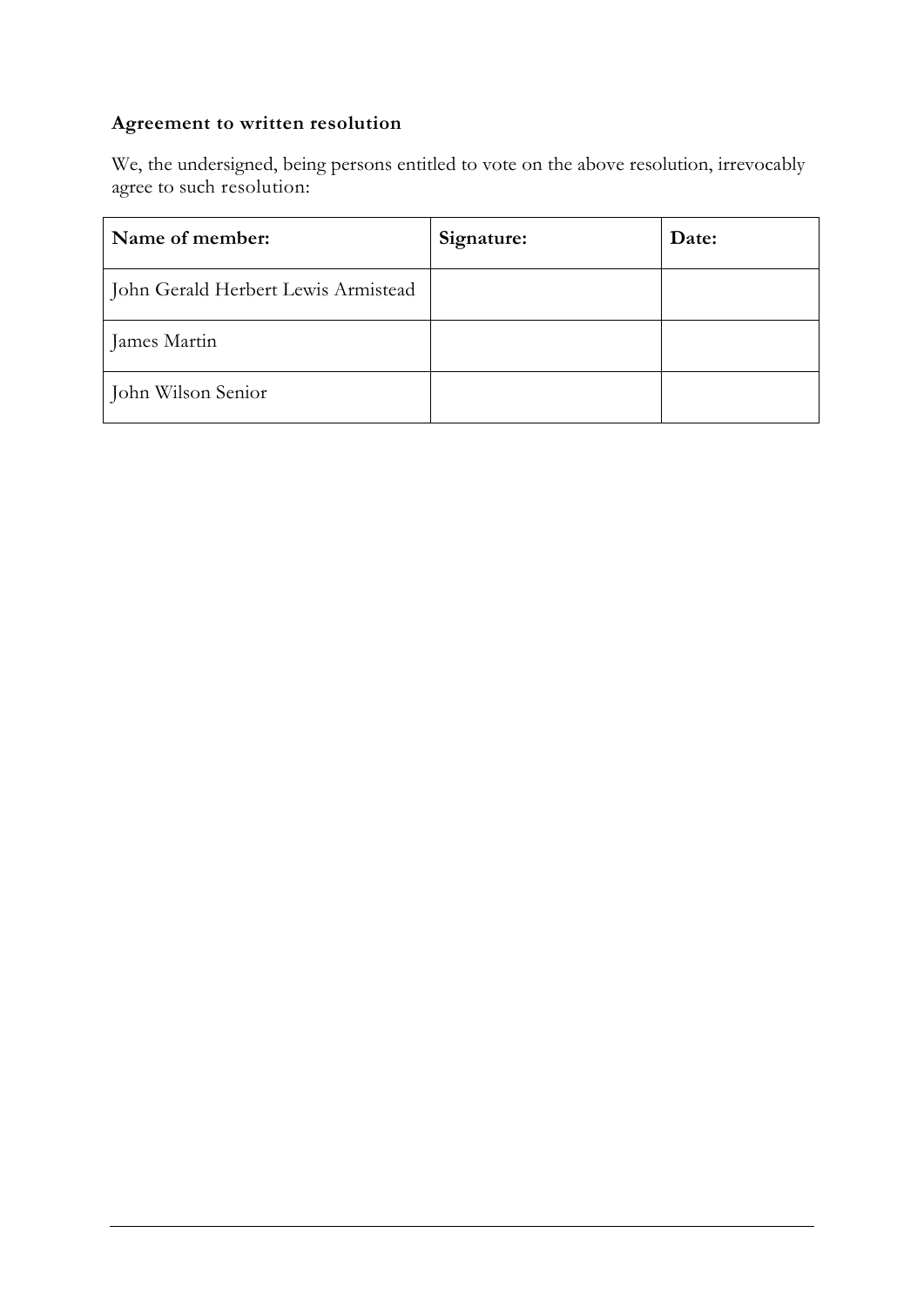**Agreement to written resolution**

We, the undersigned, being persons entitled to vote on the above resolution, irrevocably agree to such resolution:

| Name of member: | Signature: | Date: |
|---|---|---|
| John Gerald Herbert Lewis Armistead | | |
| James Martin | | |
| John Wilson Senior | | |